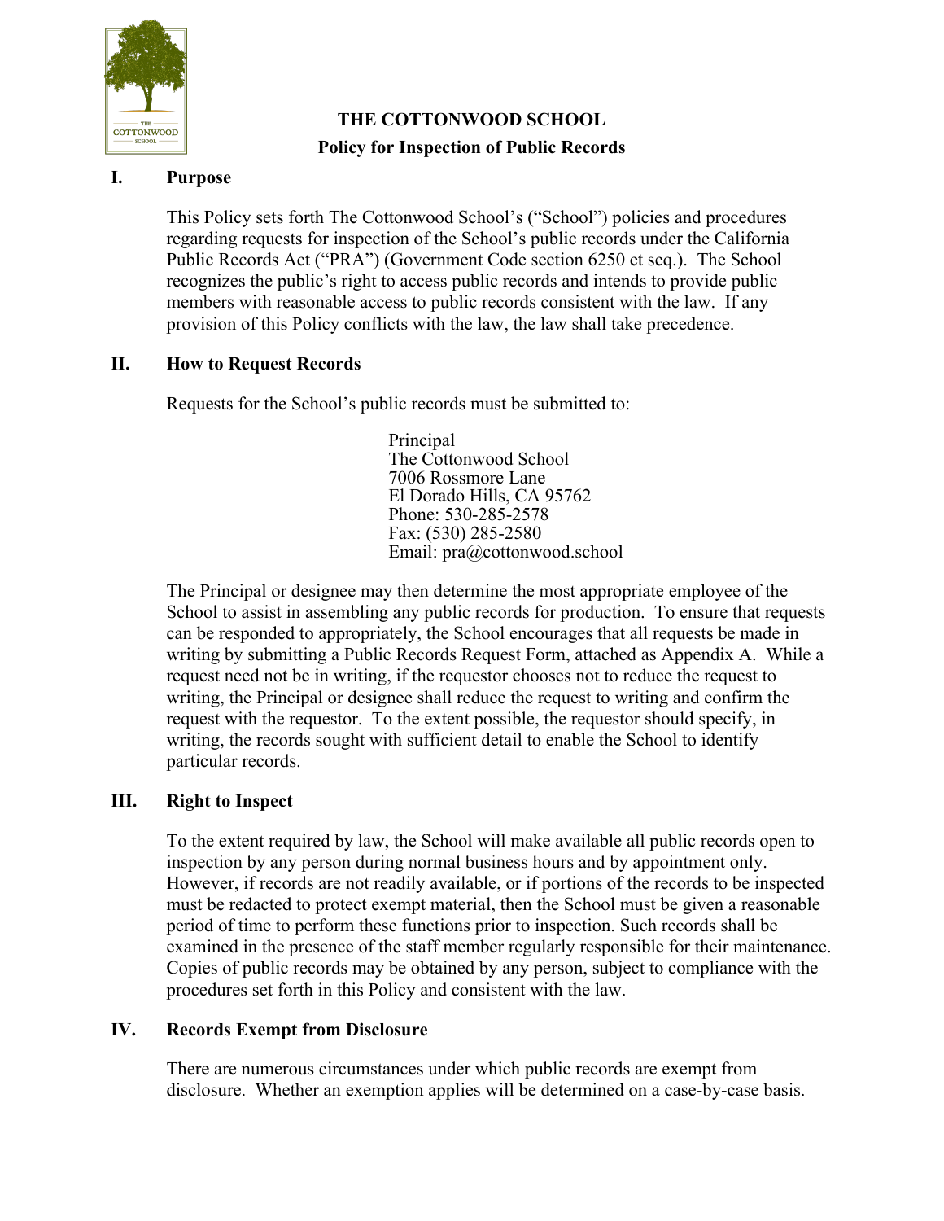# THE COTTONWOOD SCHOOL

## Policy for Inspection of Public Records

## I. Purpose

This Policy sets forth The Cottonwood School's ("School") policies and procedures regarding requests for inspection of the School's public records under the California Public Records Act ("PRA") (Government Code section 6250 et seq.). The School recognizes the public's right to access public records and intends to provide public members with reasonable access to public records consistent with the law. If any provision of this Policy conflicts with the law, the law shall take precedence.

## II. How to Request Records

Requests for the School's public records must be submitted to:

Principal
The Cottonwood School
7006 Rossmore Lane
El Dorado Hills, CA 95762
Phone: 530-285-2578
Fax: (530) 285-2580
Email: pra@cottonwood.school

The Principal or designee may then determine the most appropriate employee of the School to assist in assembling any public records for production. To ensure that requests can be responded to appropriately, the School encourages that all requests be made in writing by submitting a Public Records Request Form, attached as Appendix A. While a request need not be in writing, if the requestor chooses not to reduce the request to writing, the Principal or designee shall reduce the request to writing and confirm the request with the requestor. To the extent possible, the requestor should specify, in writing, the records sought with sufficient detail to enable the School to identify particular records.

## III. Right to Inspect

To the extent required by law, the School will make available all public records open to inspection by any person during normal business hours and by appointment only. However, if records are not readily available, or if portions of the records to be inspected must be redacted to protect exempt material, then the School must be given a reasonable period of time to perform these functions prior to inspection. Such records shall be examined in the presence of the staff member regularly responsible for their maintenance. Copies of public records may be obtained by any person, subject to compliance with the procedures set forth in this Policy and consistent with the law.

## IV. Records Exempt from Disclosure

There are numerous circumstances under which public records are exempt from disclosure. Whether an exemption applies will be determined on a case-by-case basis.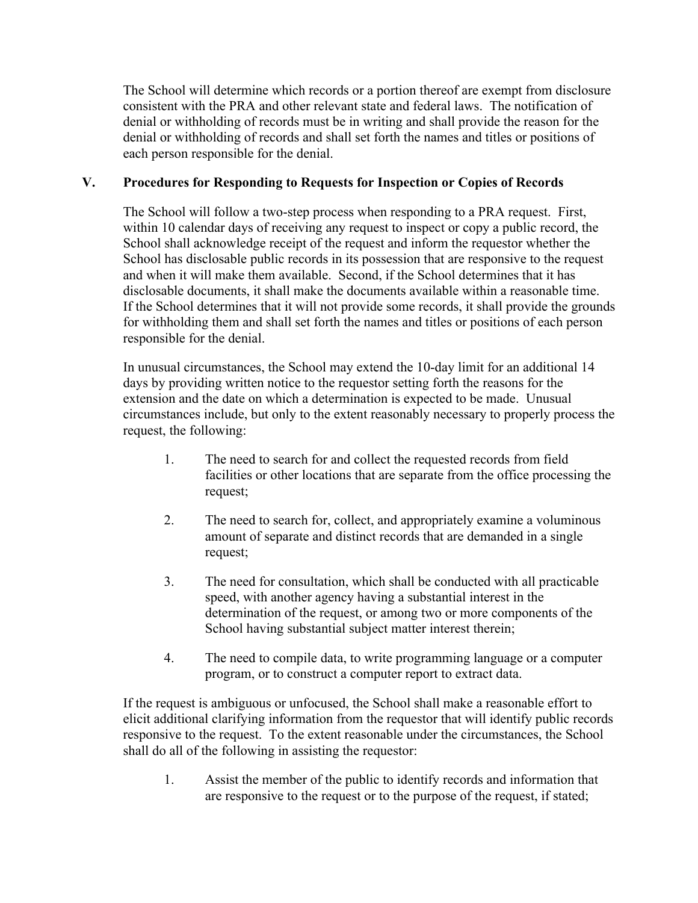The School will determine which records or a portion thereof are exempt from disclosure consistent with the PRA and other relevant state and federal laws. The notification of denial or withholding of records must be in writing and shall provide the reason for the denial or withholding of records and shall set forth the names and titles or positions of each person responsible for the denial.

## V. Procedures for Responding to Requests for Inspection or Copies of Records

The School will follow a two-step process when responding to a PRA request. First, within 10 calendar days of receiving any request to inspect or copy a public record, the School shall acknowledge receipt of the request and inform the requestor whether the School has disclosable public records in its possession that are responsive to the request and when it will make them available. Second, if the School determines that it has disclosable documents, it shall make the documents available within a reasonable time. If the School determines that it will not provide some records, it shall provide the grounds for withholding them and shall set forth the names and titles or positions of each person responsible for the denial.

In unusual circumstances, the School may extend the 10-day limit for an additional 14 days by providing written notice to the requestor setting forth the reasons for the extension and the date on which a determination is expected to be made. Unusual circumstances include, but only to the extent reasonably necessary to properly process the request, the following:

1. The need to search for and collect the requested records from field facilities or other locations that are separate from the office processing the request;
2. The need to search for, collect, and appropriately examine a voluminous amount of separate and distinct records that are demanded in a single request;
3. The need for consultation, which shall be conducted with all practicable speed, with another agency having a substantial interest in the determination of the request, or among two or more components of the School having substantial subject matter interest therein;
4. The need to compile data, to write programming language or a computer program, or to construct a computer report to extract data.

If the request is ambiguous or unfocused, the School shall make a reasonable effort to elicit additional clarifying information from the requestor that will identify public records responsive to the request. To the extent reasonable under the circumstances, the School shall do all of the following in assisting the requestor:

1. Assist the member of the public to identify records and information that are responsive to the request or to the purpose of the request, if stated;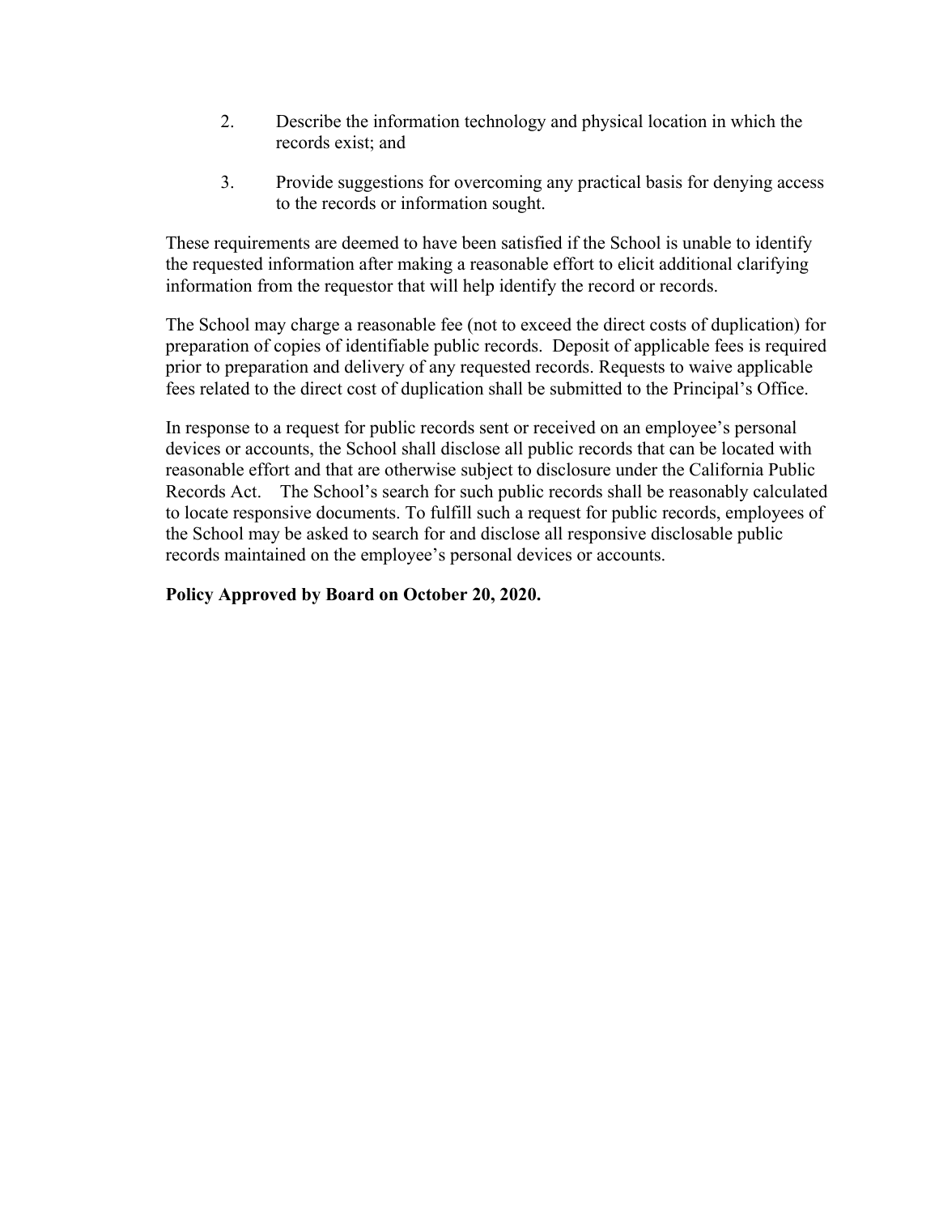2. Describe the information technology and physical location in which the records exist; and

3. Provide suggestions for overcoming any practical basis for denying access to the records or information sought.

These requirements are deemed to have been satisfied if the School is unable to identify the requested information after making a reasonable effort to elicit additional clarifying information from the requestor that will help identify the record or records.

The School may charge a reasonable fee (not to exceed the direct costs of duplication) for preparation of copies of identifiable public records. Deposit of applicable fees is required prior to preparation and delivery of any requested records. Requests to waive applicable fees related to the direct cost of duplication shall be submitted to the Principal's Office.

In response to a request for public records sent or received on an employee's personal devices or accounts, the School shall disclose all public records that can be located with reasonable effort and that are otherwise subject to disclosure under the California Public Records Act. The School's search for such public records shall be reasonably calculated to locate responsive documents. To fulfill such a request for public records, employees of the School may be asked to search for and disclose all responsive disclosable public records maintained on the employee's personal devices or accounts.

**Policy Approved by Board on October 20, 2020.**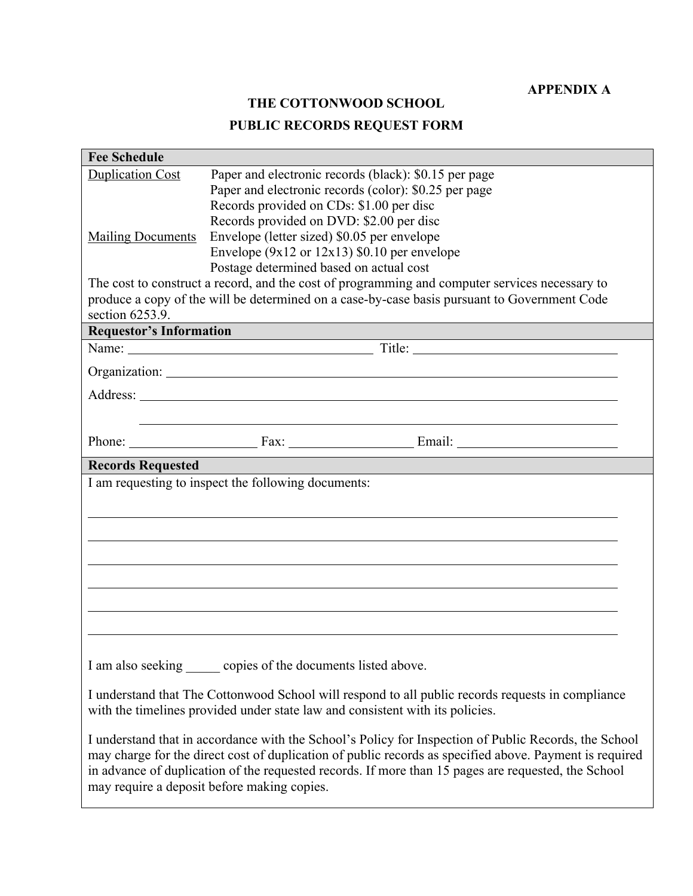**APPENDIX A**

# THE COTTONWOOD SCHOOL

## PUBLIC RECORDS REQUEST FORM

### Fee Schedule

<u>Duplication Cost</u>
- Paper and electronic records (black): $0.15 per page
- Paper and electronic records (color): $0.25 per page
- Records provided on CDs: $1.00 per disc
- Records provided on DVD: $2.00 per disc

<u>Mailing Documents</u>
- Envelope (letter sized) $0.05 per envelope
- Envelope (9x12 or 12x13) $0.10 per envelope
- Postage determined based on actual cost

The cost to construct a record, and the cost of programming and computer services necessary to produce a copy of the will be determined on a case-by-case basis pursuant to Government Code section 6253.9.

### Requestor's Information

Name: ______________________________ Title: ______________________________

Organization: ______________________________________________________________

Address: __________________________________________________________________

__________________________________________________________________

Phone: ________________ Fax: ________________ Email: ____________________

### Records Requested

I am requesting to inspect the following documents:

______________________________________________________________________

______________________________________________________________________

______________________________________________________________________

______________________________________________________________________

______________________________________________________________________

______________________________________________________________________

I am also seeking _____ copies of the documents listed above.

I understand that The Cottonwood School will respond to all public records requests in compliance with the timelines provided under state law and consistent with its policies.

I understand that in accordance with the School's Policy for Inspection of Public Records, the School may charge for the direct cost of duplication of public records as specified above. Payment is required in advance of duplication of the requested records. If more than 15 pages are requested, the School may require a deposit before making copies.